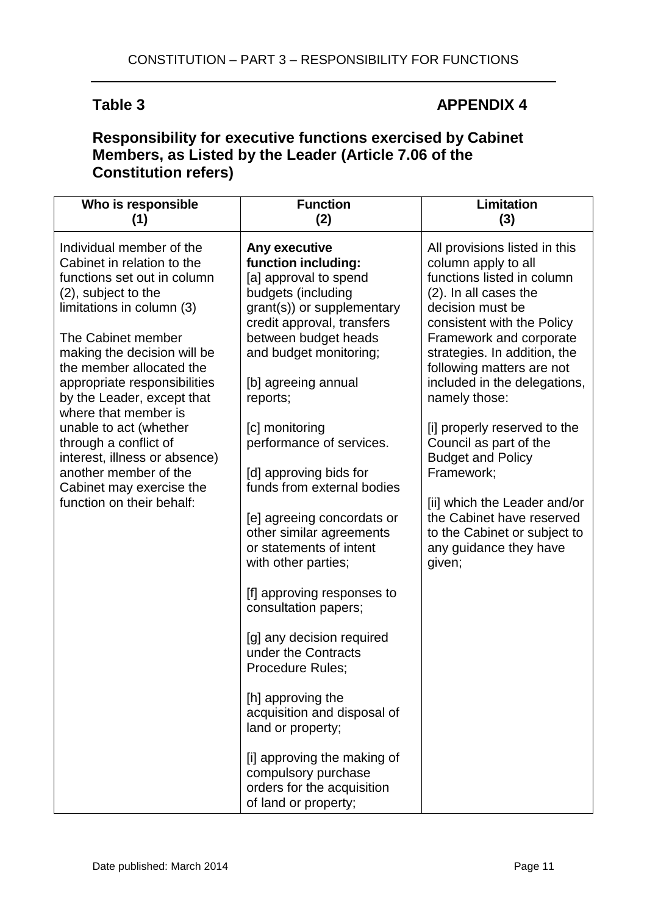**Table 3** **APPENDIX 4**

## Responsibility for executive functions exercised by Cabinet Members, as Listed by the Leader (Article 7.06 of the Constitution refers)

| Who is responsible (1) | Function (2) | Limitation (3) |
|---|---|---|
| Individual member of the Cabinet in relation to the functions set out in column (2), subject to the limitations in column (3)<br><br>The Cabinet member making the decision will be the member allocated the appropriate responsibilities by the Leader, except that where that member is unable to act (whether through a conflict of interest, illness or absence) another member of the Cabinet may exercise the function on their behalf: | **Any executive function including:**<br>[a] approval to spend budgets (including grant(s)) or supplementary credit approval, transfers between budget heads and budget monitoring;<br><br>[b] agreeing annual reports;<br><br>[c] monitoring performance of services.<br><br>[d] approving bids for funds from external bodies<br><br>[e] agreeing concordats or other similar agreements or statements of intent with other parties;<br><br>[f] approving responses to consultation papers;<br><br>[g] any decision required under the Contracts Procedure Rules;<br><br>[h] approving the acquisition and disposal of land or property;<br><br>[i] approving the making of compulsory purchase orders for the acquisition of land or property; | All provisions listed in this column apply to all functions listed in column (2). In all cases the decision must be consistent with the Policy Framework and corporate strategies. In addition, the following matters are not included in the delegations, namely those:<br><br>[i] properly reserved to the Council as part of the Budget and Policy Framework;<br><br>[ii] which the Leader and/or the Cabinet have reserved to the Cabinet or subject to any guidance they have given; |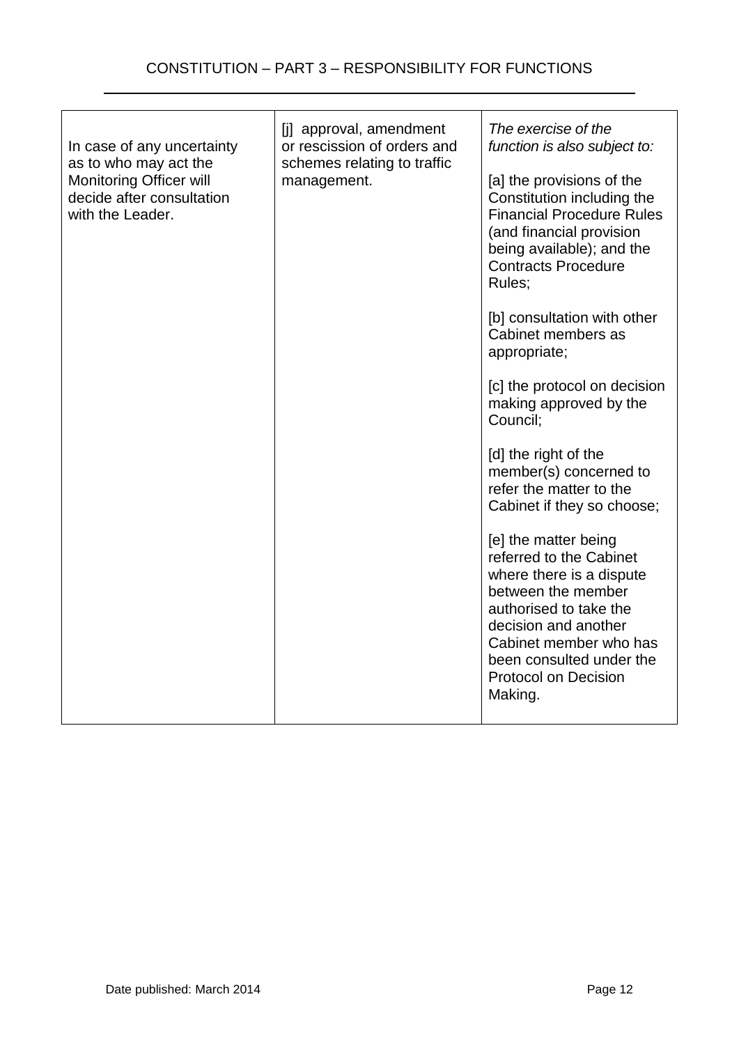| | | |
|---|---|---|
| In case of any uncertainty as to who may act the Monitoring Officer will decide after consultation with the Leader. | [j] approval, amendment or rescission of orders and schemes relating to traffic management. | *The exercise of the function is also subject to:*<br><br>[a] the provisions of the Constitution including the Financial Procedure Rules (and financial provision being available); and the Contracts Procedure Rules;<br><br>[b] consultation with other Cabinet members as appropriate;<br><br>[c] the protocol on decision making approved by the Council;<br><br>[d] the right of the member(s) concerned to refer the matter to the Cabinet if they so choose;<br><br>[e] the matter being referred to the Cabinet where there is a dispute between the member authorised to take the decision and another Cabinet member who has been consulted under the Protocol on Decision Making. |

Date published: March 2014